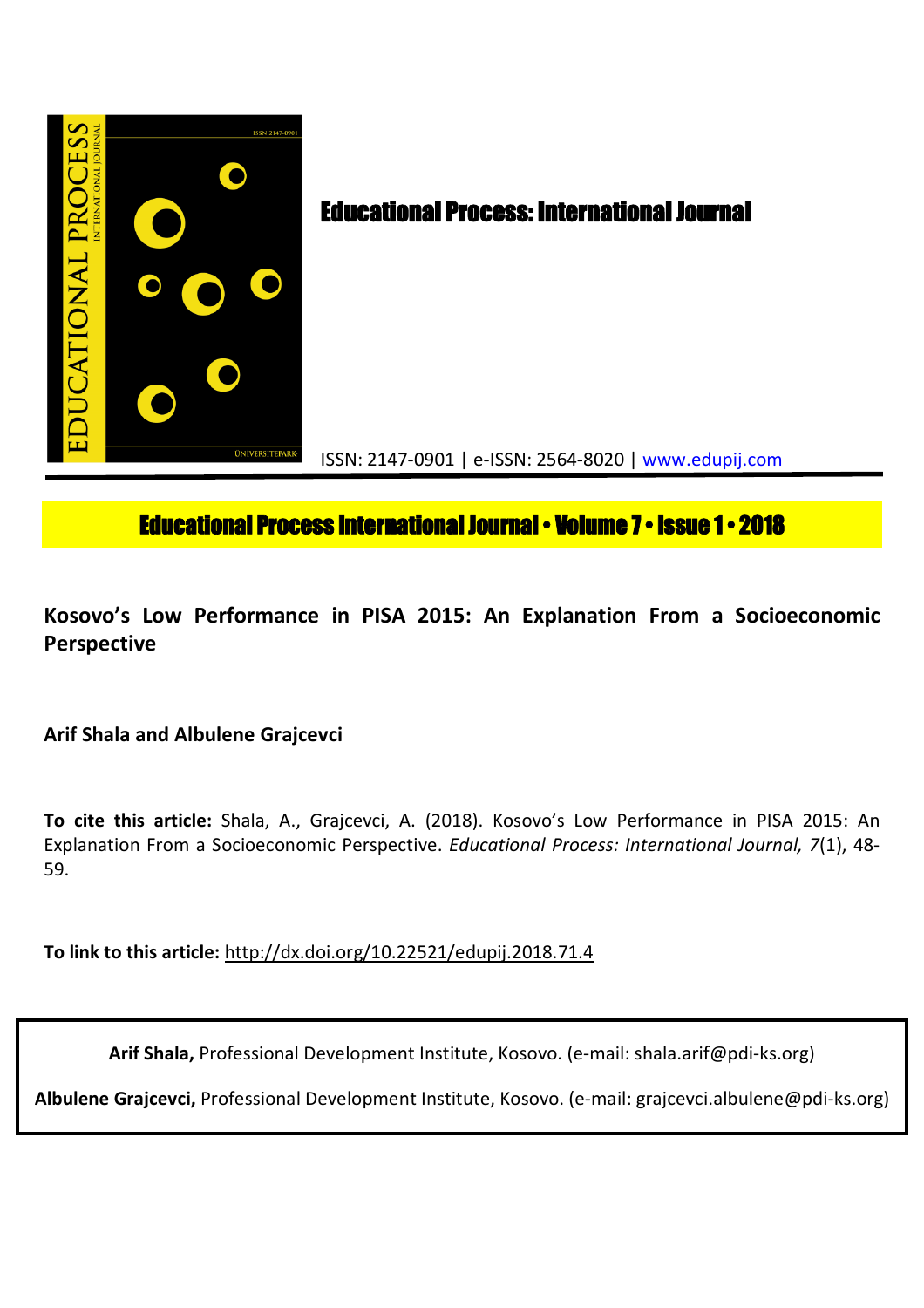# Educational Process: International Journal

ISSN: 2147-0901 | e-ISSN: 2564-8020 | www.edupij.com

**Educational Process International Journal • Volume 7 • Issue 1 • 2018**

## Kosovo's Low Performance in PISA 2015: An Explanation From a Socioeconomic Perspective

**Arif Shala and Albulene Grajcevci**

**To cite this article:** Shala, A., Grajcevci, A. (2018). Kosovo's Low Performance in PISA 2015: An Explanation From a Socioeconomic Perspective. *Educational Process: International Journal, 7*(1), 48-59.

**To link to this article:** http://dx.doi.org/10.22521/edupij.2018.71.4

**Arif Shala,** Professional Development Institute, Kosovo. (e-mail: shala.arif@pdi-ks.org)

**Albulene Grajcevci,** Professional Development Institute, Kosovo. (e-mail: grajcevci.albulene@pdi-ks.org)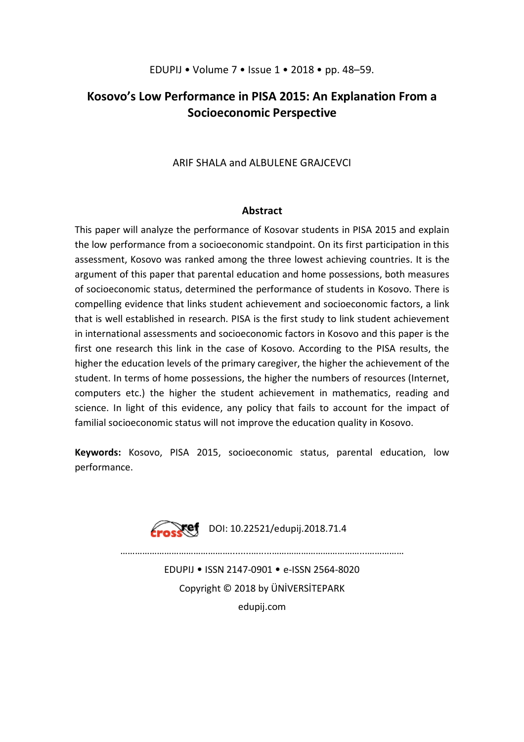# Kosovo's Low Performance in PISA 2015: An Explanation From a Socioeconomic Perspective

ARIF SHALA and ALBULENE GRAJCEVCI

### Abstract

This paper will analyze the performance of Kosovar students in PISA 2015 and explain the low performance from a socioeconomic standpoint. On its first participation in this assessment, Kosovo was ranked among the three lowest achieving countries. It is the argument of this paper that parental education and home possessions, both measures of socioeconomic status, determined the performance of students in Kosovo. There is compelling evidence that links student achievement and socioeconomic factors, a link that is well established in research. PISA is the first study to link student achievement in international assessments and socioeconomic factors in Kosovo and this paper is the first one research this link in the case of Kosovo. According to the PISA results, the higher the education levels of the primary caregiver, the higher the achievement of the student. In terms of home possessions, the higher the numbers of resources (Internet, computers etc.) the higher the student achievement in mathematics, reading and science. In light of this evidence, any policy that fails to account for the impact of familial socioeconomic status will not improve the education quality in Kosovo.

**Keywords:** Kosovo, PISA 2015, socioeconomic status, parental education, low performance.

DOI: 10.22521/edupij.2018.71.4

EDUPIJ • ISSN 2147-0901 • e-ISSN 2564-8020
Copyright © 2018 by ÜNİVERSİTEPARK
edupij.com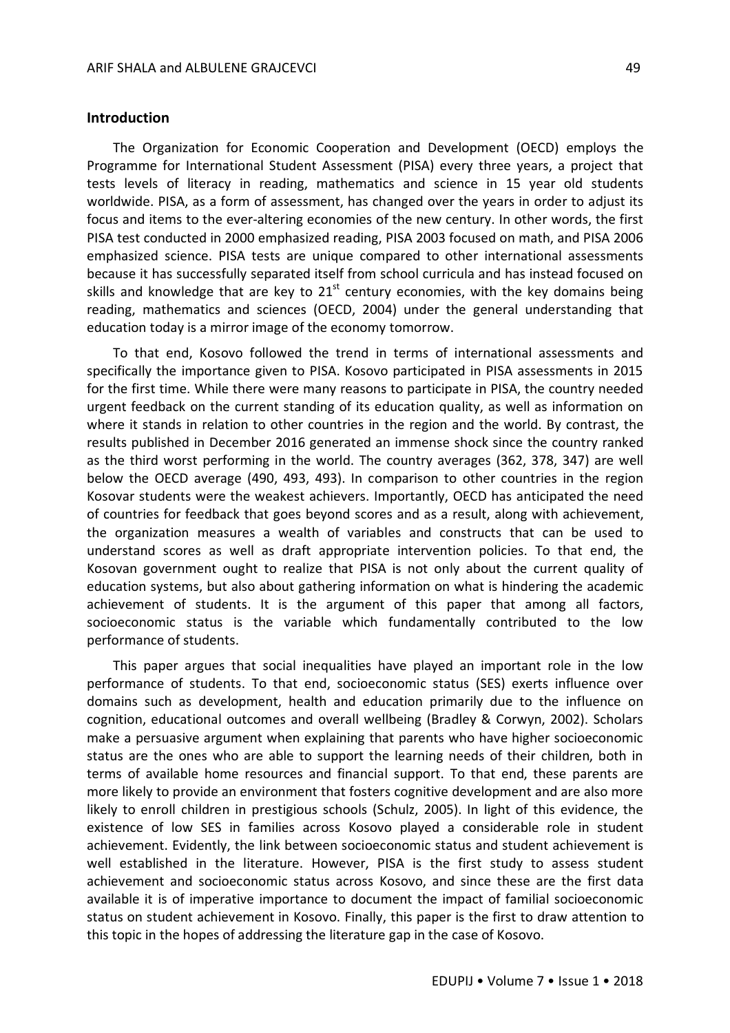## Introduction

The Organization for Economic Cooperation and Development (OECD) employs the Programme for International Student Assessment (PISA) every three years, a project that tests levels of literacy in reading, mathematics and science in 15 year old students worldwide. PISA, as a form of assessment, has changed over the years in order to adjust its focus and items to the ever-altering economies of the new century. In other words, the first PISA test conducted in 2000 emphasized reading, PISA 2003 focused on math, and PISA 2006 emphasized science. PISA tests are unique compared to other international assessments because it has successfully separated itself from school curricula and has instead focused on skills and knowledge that are key to 21st century economies, with the key domains being reading, mathematics and sciences (OECD, 2004) under the general understanding that education today is a mirror image of the economy tomorrow.

To that end, Kosovo followed the trend in terms of international assessments and specifically the importance given to PISA. Kosovo participated in PISA assessments in 2015 for the first time. While there were many reasons to participate in PISA, the country needed urgent feedback on the current standing of its education quality, as well as information on where it stands in relation to other countries in the region and the world. By contrast, the results published in December 2016 generated an immense shock since the country ranked as the third worst performing in the world. The country averages (362, 378, 347) are well below the OECD average (490, 493, 493). In comparison to other countries in the region Kosovar students were the weakest achievers. Importantly, OECD has anticipated the need of countries for feedback that goes beyond scores and as a result, along with achievement, the organization measures a wealth of variables and constructs that can be used to understand scores as well as draft appropriate intervention policies. To that end, the Kosovan government ought to realize that PISA is not only about the current quality of education systems, but also about gathering information on what is hindering the academic achievement of students. It is the argument of this paper that among all factors, socioeconomic status is the variable which fundamentally contributed to the low performance of students.

This paper argues that social inequalities have played an important role in the low performance of students. To that end, socioeconomic status (SES) exerts influence over domains such as development, health and education primarily due to the influence on cognition, educational outcomes and overall wellbeing (Bradley & Corwyn, 2002). Scholars make a persuasive argument when explaining that parents who have higher socioeconomic status are the ones who are able to support the learning needs of their children, both in terms of available home resources and financial support. To that end, these parents are more likely to provide an environment that fosters cognitive development and are also more likely to enroll children in prestigious schools (Schulz, 2005). In light of this evidence, the existence of low SES in families across Kosovo played a considerable role in student achievement. Evidently, the link between socioeconomic status and student achievement is well established in the literature. However, PISA is the first study to assess student achievement and socioeconomic status across Kosovo, and since these are the first data available it is of imperative importance to document the impact of familial socioeconomic status on student achievement in Kosovo. Finally, this paper is the first to draw attention to this topic in the hopes of addressing the literature gap in the case of Kosovo.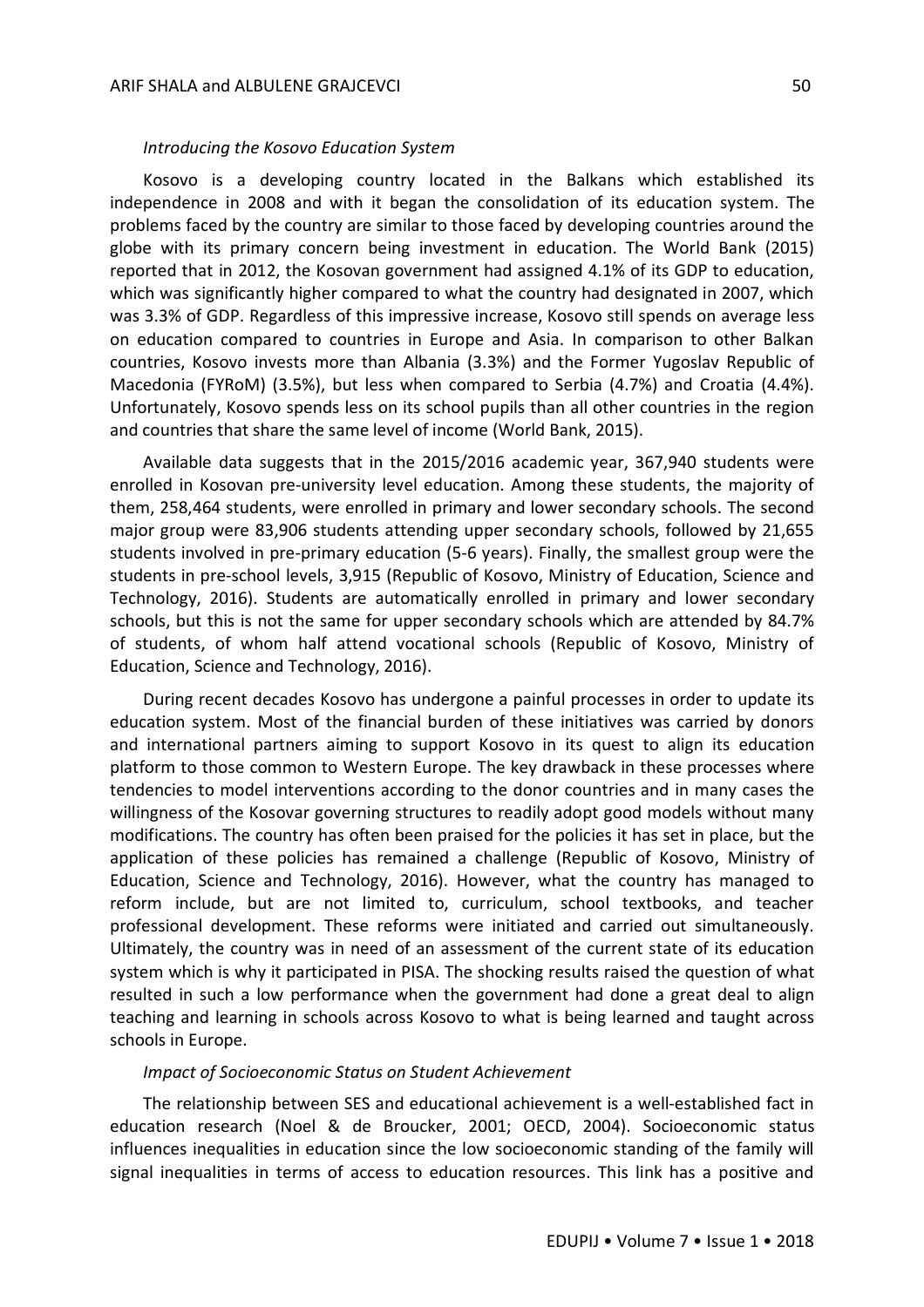*Introducing the Kosovo Education System*

Kosovo is a developing country located in the Balkans which established its independence in 2008 and with it began the consolidation of its education system. The problems faced by the country are similar to those faced by developing countries around the globe with its primary concern being investment in education. The World Bank (2015) reported that in 2012, the Kosovan government had assigned 4.1% of its GDP to education, which was significantly higher compared to what the country had designated in 2007, which was 3.3% of GDP. Regardless of this impressive increase, Kosovo still spends on average less on education compared to countries in Europe and Asia. In comparison to other Balkan countries, Kosovo invests more than Albania (3.3%) and the Former Yugoslav Republic of Macedonia (FYRoM) (3.5%), but less when compared to Serbia (4.7%) and Croatia (4.4%). Unfortunately, Kosovo spends less on its school pupils than all other countries in the region and countries that share the same level of income (World Bank, 2015).

Available data suggests that in the 2015/2016 academic year, 367,940 students were enrolled in Kosovan pre-university level education. Among these students, the majority of them, 258,464 students, were enrolled in primary and lower secondary schools. The second major group were 83,906 students attending upper secondary schools, followed by 21,655 students involved in pre-primary education (5-6 years). Finally, the smallest group were the students in pre-school levels, 3,915 (Republic of Kosovo, Ministry of Education, Science and Technology, 2016). Students are automatically enrolled in primary and lower secondary schools, but this is not the same for upper secondary schools which are attended by 84.7% of students, of whom half attend vocational schools (Republic of Kosovo, Ministry of Education, Science and Technology, 2016).

During recent decades Kosovo has undergone a painful processes in order to update its education system. Most of the financial burden of these initiatives was carried by donors and international partners aiming to support Kosovo in its quest to align its education platform to those common to Western Europe. The key drawback in these processes where tendencies to model interventions according to the donor countries and in many cases the willingness of the Kosovar governing structures to readily adopt good models without many modifications. The country has often been praised for the policies it has set in place, but the application of these policies has remained a challenge (Republic of Kosovo, Ministry of Education, Science and Technology, 2016). However, what the country has managed to reform include, but are not limited to, curriculum, school textbooks, and teacher professional development. These reforms were initiated and carried out simultaneously. Ultimately, the country was in need of an assessment of the current state of its education system which is why it participated in PISA. The shocking results raised the question of what resulted in such a low performance when the government had done a great deal to align teaching and learning in schools across Kosovo to what is being learned and taught across schools in Europe.

*Impact of Socioeconomic Status on Student Achievement*

The relationship between SES and educational achievement is a well-established fact in education research (Noel & de Broucker, 2001; OECD, 2004). Socioeconomic status influences inequalities in education since the low socioeconomic standing of the family will signal inequalities in terms of access to education resources. This link has a positive and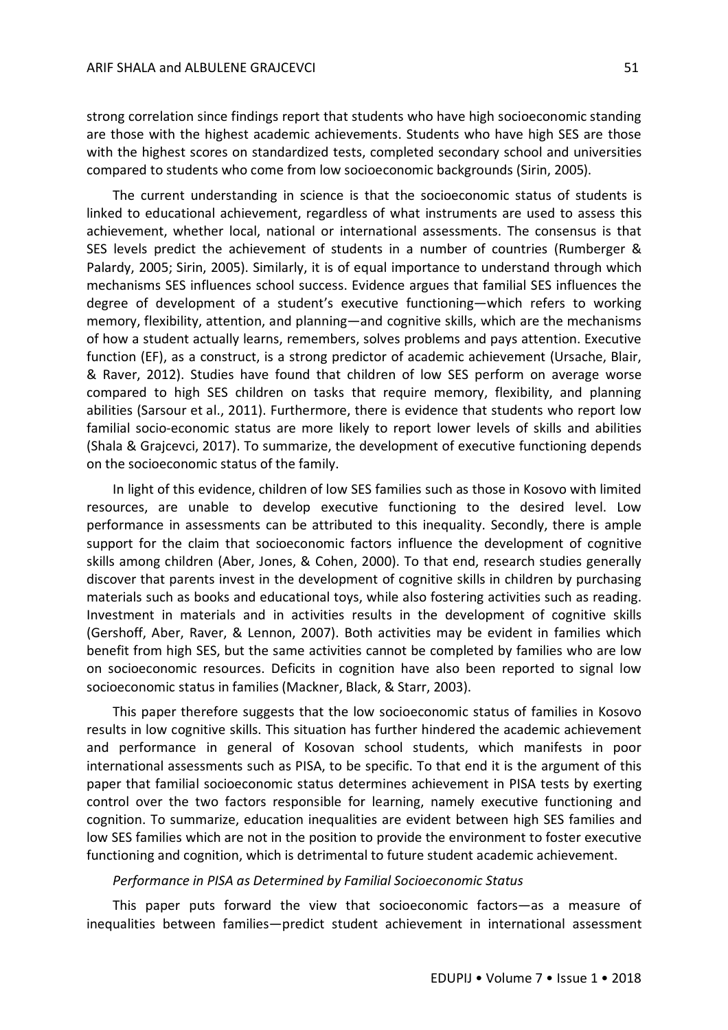strong correlation since findings report that students who have high socioeconomic standing are those with the highest academic achievements. Students who have high SES are those with the highest scores on standardized tests, completed secondary school and universities compared to students who come from low socioeconomic backgrounds (Sirin, 2005).

The current understanding in science is that the socioeconomic status of students is linked to educational achievement, regardless of what instruments are used to assess this achievement, whether local, national or international assessments. The consensus is that SES levels predict the achievement of students in a number of countries (Rumberger & Palardy, 2005; Sirin, 2005). Similarly, it is of equal importance to understand through which mechanisms SES influences school success. Evidence argues that familial SES influences the degree of development of a student's executive functioning—which refers to working memory, flexibility, attention, and planning—and cognitive skills, which are the mechanisms of how a student actually learns, remembers, solves problems and pays attention. Executive function (EF), as a construct, is a strong predictor of academic achievement (Ursache, Blair, & Raver, 2012). Studies have found that children of low SES perform on average worse compared to high SES children on tasks that require memory, flexibility, and planning abilities (Sarsour et al., 2011). Furthermore, there is evidence that students who report low familial socio-economic status are more likely to report lower levels of skills and abilities (Shala & Grajcevci, 2017). To summarize, the development of executive functioning depends on the socioeconomic status of the family.

In light of this evidence, children of low SES families such as those in Kosovo with limited resources, are unable to develop executive functioning to the desired level. Low performance in assessments can be attributed to this inequality. Secondly, there is ample support for the claim that socioeconomic factors influence the development of cognitive skills among children (Aber, Jones, & Cohen, 2000). To that end, research studies generally discover that parents invest in the development of cognitive skills in children by purchasing materials such as books and educational toys, while also fostering activities such as reading. Investment in materials and in activities results in the development of cognitive skills (Gershoff, Aber, Raver, & Lennon, 2007). Both activities may be evident in families which benefit from high SES, but the same activities cannot be completed by families who are low on socioeconomic resources. Deficits in cognition have also been reported to signal low socioeconomic status in families (Mackner, Black, & Starr, 2003).

This paper therefore suggests that the low socioeconomic status of families in Kosovo results in low cognitive skills. This situation has further hindered the academic achievement and performance in general of Kosovan school students, which manifests in poor international assessments such as PISA, to be specific. To that end it is the argument of this paper that familial socioeconomic status determines achievement in PISA tests by exerting control over the two factors responsible for learning, namely executive functioning and cognition. To summarize, education inequalities are evident between high SES families and low SES families which are not in the position to provide the environment to foster executive functioning and cognition, which is detrimental to future student academic achievement.

*Performance in PISA as Determined by Familial Socioeconomic Status*

This paper puts forward the view that socioeconomic factors—as a measure of inequalities between families—predict student achievement in international assessment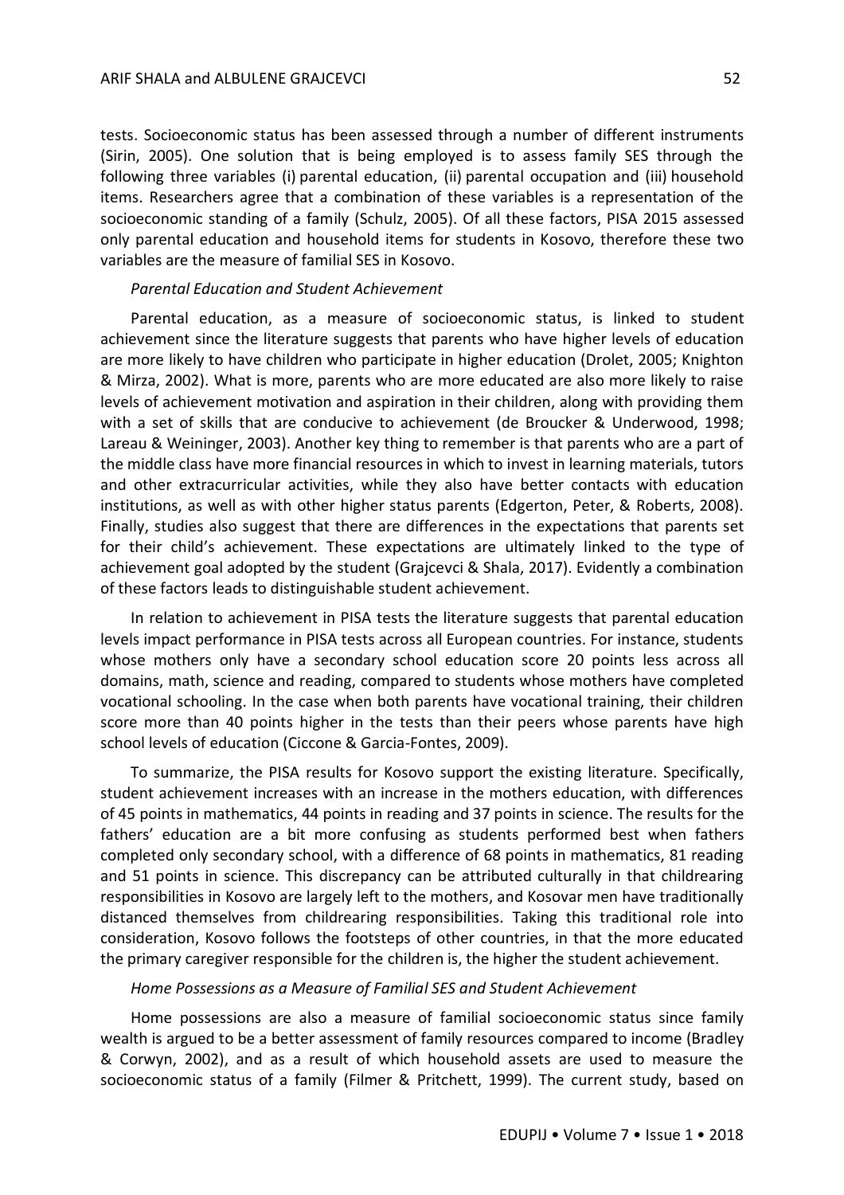tests. Socioeconomic status has been assessed through a number of different instruments (Sirin, 2005). One solution that is being employed is to assess family SES through the following three variables (i) parental education, (ii) parental occupation and (iii) household items. Researchers agree that a combination of these variables is a representation of the socioeconomic standing of a family (Schulz, 2005). Of all these factors, PISA 2015 assessed only parental education and household items for students in Kosovo, therefore these two variables are the measure of familial SES in Kosovo.

*Parental Education and Student Achievement*

Parental education, as a measure of socioeconomic status, is linked to student achievement since the literature suggests that parents who have higher levels of education are more likely to have children who participate in higher education (Drolet, 2005; Knighton & Mirza, 2002). What is more, parents who are more educated are also more likely to raise levels of achievement motivation and aspiration in their children, along with providing them with a set of skills that are conducive to achievement (de Broucker & Underwood, 1998; Lareau & Weininger, 2003). Another key thing to remember is that parents who are a part of the middle class have more financial resources in which to invest in learning materials, tutors and other extracurricular activities, while they also have better contacts with education institutions, as well as with other higher status parents (Edgerton, Peter, & Roberts, 2008). Finally, studies also suggest that there are differences in the expectations that parents set for their child's achievement. These expectations are ultimately linked to the type of achievement goal adopted by the student (Grajcevci & Shala, 2017). Evidently a combination of these factors leads to distinguishable student achievement.

In relation to achievement in PISA tests the literature suggests that parental education levels impact performance in PISA tests across all European countries. For instance, students whose mothers only have a secondary school education score 20 points less across all domains, math, science and reading, compared to students whose mothers have completed vocational schooling. In the case when both parents have vocational training, their children score more than 40 points higher in the tests than their peers whose parents have high school levels of education (Ciccone & Garcia-Fontes, 2009).

To summarize, the PISA results for Kosovo support the existing literature. Specifically, student achievement increases with an increase in the mothers education, with differences of 45 points in mathematics, 44 points in reading and 37 points in science. The results for the fathers' education are a bit more confusing as students performed best when fathers completed only secondary school, with a difference of 68 points in mathematics, 81 reading and 51 points in science. This discrepancy can be attributed culturally in that childrearing responsibilities in Kosovo are largely left to the mothers, and Kosovar men have traditionally distanced themselves from childrearing responsibilities. Taking this traditional role into consideration, Kosovo follows the footsteps of other countries, in that the more educated the primary caregiver responsible for the children is, the higher the student achievement.

*Home Possessions as a Measure of Familial SES and Student Achievement*

Home possessions are also a measure of familial socioeconomic status since family wealth is argued to be a better assessment of family resources compared to income (Bradley & Corwyn, 2002), and as a result of which household assets are used to measure the socioeconomic status of a family (Filmer & Pritchett, 1999). The current study, based on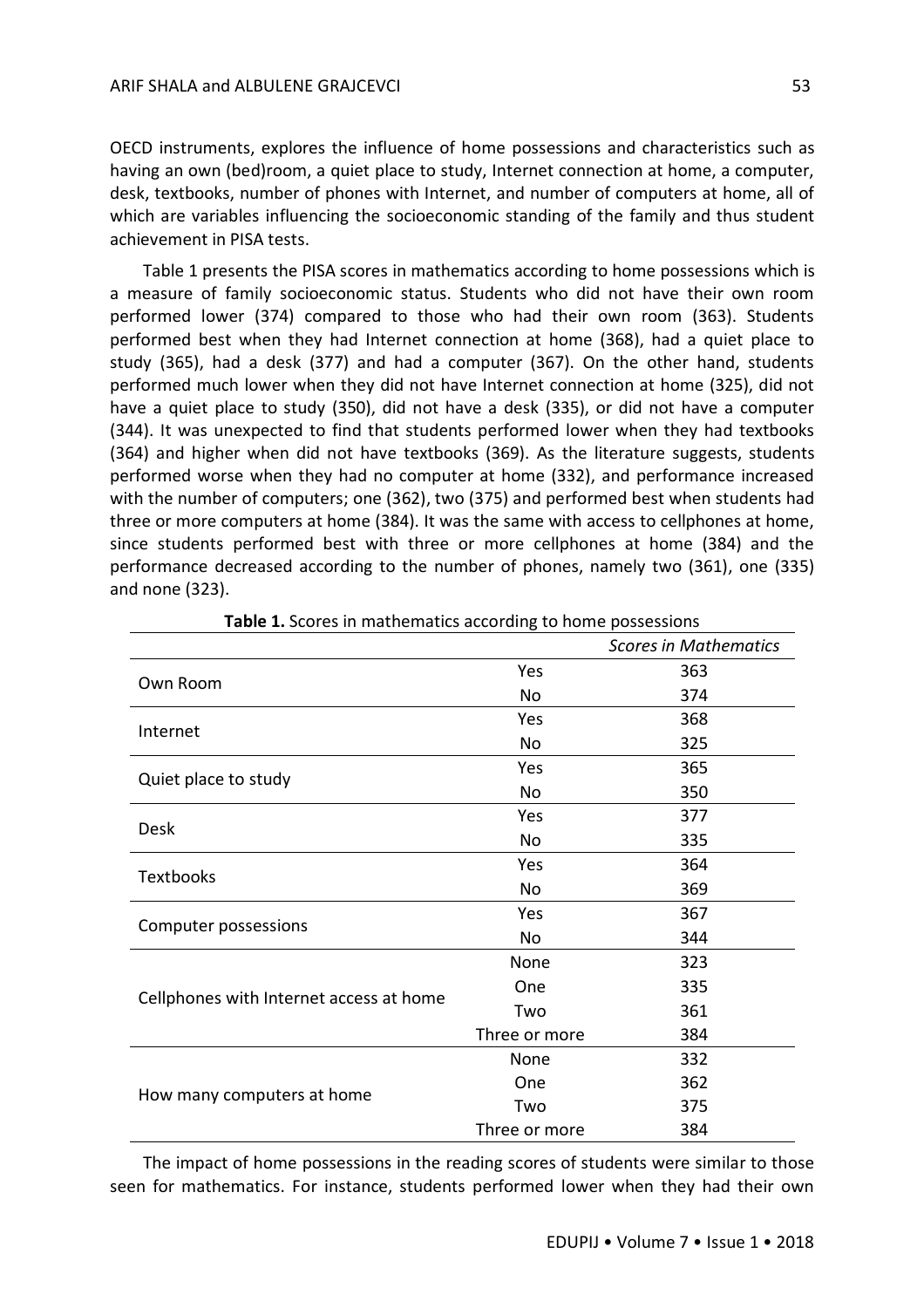OECD instruments, explores the influence of home possessions and characteristics such as having an own (bed)room, a quiet place to study, Internet connection at home, a computer, desk, textbooks, number of phones with Internet, and number of computers at home, all of which are variables influencing the socioeconomic standing of the family and thus student achievement in PISA tests.

Table 1 presents the PISA scores in mathematics according to home possessions which is a measure of family socioeconomic status. Students who did not have their own room performed lower (374) compared to those who had their own room (363). Students performed best when they had Internet connection at home (368), had a quiet place to study (365), had a desk (377) and had a computer (367). On the other hand, students performed much lower when they did not have Internet connection at home (325), did not have a quiet place to study (350), did not have a desk (335), or did not have a computer (344). It was unexpected to find that students performed lower when they had textbooks (364) and higher when did not have textbooks (369). As the literature suggests, students performed worse when they had no computer at home (332), and performance increased with the number of computers; one (362), two (375) and performed best when students had three or more computers at home (384). It was the same with access to cellphones at home, since students performed best with three or more cellphones at home (384) and the performance decreased according to the number of phones, namely two (361), one (335) and none (323).

**Table 1.** Scores in mathematics according to home possessions

| | | *Scores in Mathematics* |
|---|---|---|
| Own Room | Yes | 363 |
| | No | 374 |
| Internet | Yes | 368 |
| | No | 325 |
| Quiet place to study | Yes | 365 |
| | No | 350 |
| Desk | Yes | 377 |
| | No | 335 |
| Textbooks | Yes | 364 |
| | No | 369 |
| Computer possessions | Yes | 367 |
| | No | 344 |
| Cellphones with Internet access at home | None | 323 |
| | One | 335 |
| | Two | 361 |
| | Three or more | 384 |
| How many computers at home | None | 332 |
| | One | 362 |
| | Two | 375 |
| | Three or more | 384 |

The impact of home possessions in the reading scores of students were similar to those seen for mathematics. For instance, students performed lower when they had their own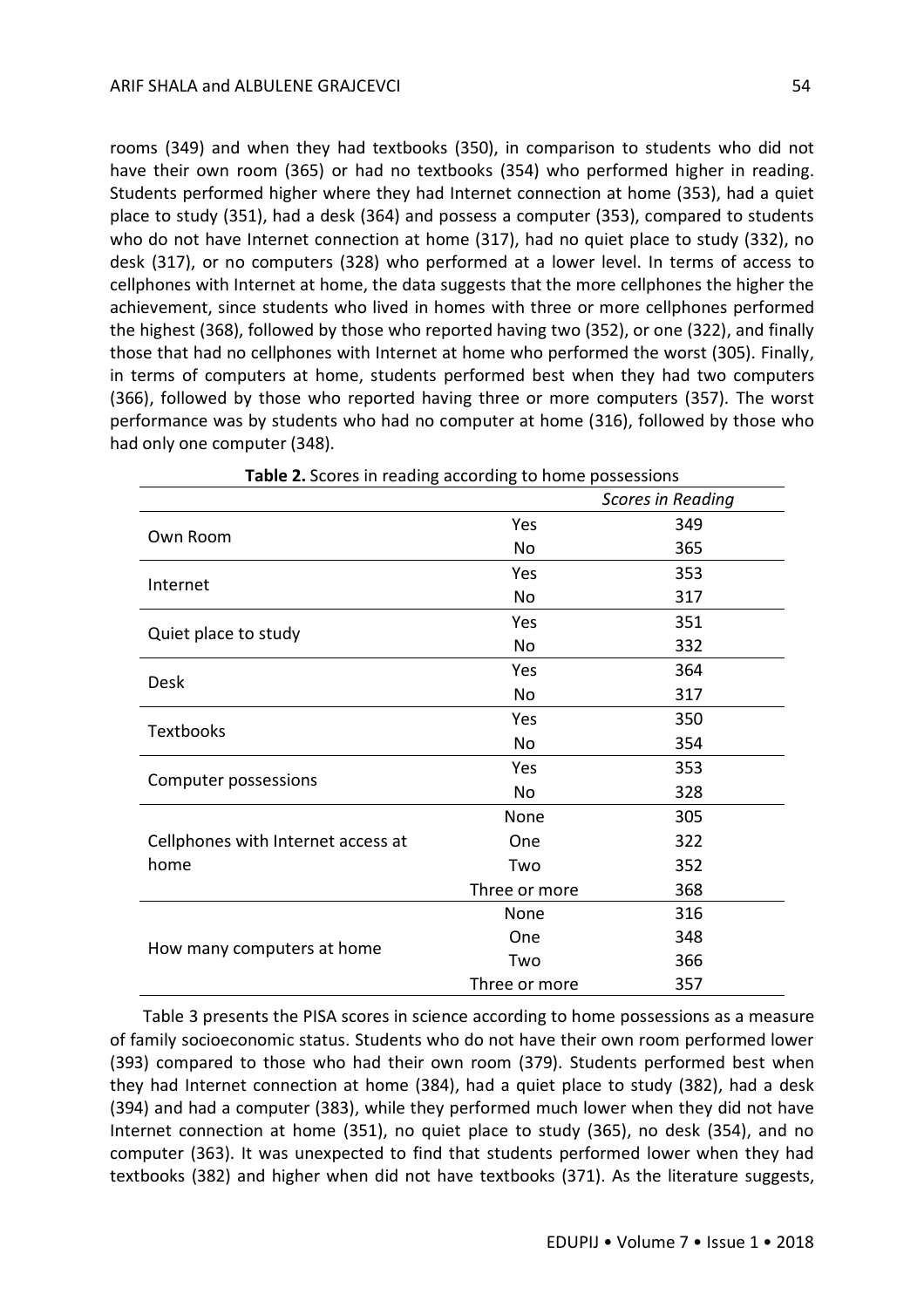rooms (349) and when they had textbooks (350), in comparison to students who did not have their own room (365) or had no textbooks (354) who performed higher in reading. Students performed higher where they had Internet connection at home (353), had a quiet place to study (351), had a desk (364) and possess a computer (353), compared to students who do not have Internet connection at home (317), had no quiet place to study (332), no desk (317), or no computers (328) who performed at a lower level. In terms of access to cellphones with Internet at home, the data suggests that the more cellphones the higher the achievement, since students who lived in homes with three or more cellphones performed the highest (368), followed by those who reported having two (352), or one (322), and finally those that had no cellphones with Internet at home who performed the worst (305). Finally, in terms of computers at home, students performed best when they had two computers (366), followed by those who reported having three or more computers (357). The worst performance was by students who had no computer at home (316), followed by those who had only one computer (348).

**Table 2.** Scores in reading according to home possessions

| | | *Scores in Reading* |
|---|---|---|
| Own Room | Yes | 349 |
| | No | 365 |
| Internet | Yes | 353 |
| | No | 317 |
| Quiet place to study | Yes | 351 |
| | No | 332 |
| Desk | Yes | 364 |
| | No | 317 |
| Textbooks | Yes | 350 |
| | No | 354 |
| Computer possessions | Yes | 353 |
| | No | 328 |
| Cellphones with Internet access at home | None | 305 |
| | One | 322 |
| | Two | 352 |
| | Three or more | 368 |
| How many computers at home | None | 316 |
| | One | 348 |
| | Two | 366 |
| | Three or more | 357 |

Table 3 presents the PISA scores in science according to home possessions as a measure of family socioeconomic status. Students who do not have their own room performed lower (393) compared to those who had their own room (379). Students performed best when they had Internet connection at home (384), had a quiet place to study (382), had a desk (394) and had a computer (383), while they performed much lower when they did not have Internet connection at home (351), no quiet place to study (365), no desk (354), and no computer (363). It was unexpected to find that students performed lower when they had textbooks (382) and higher when did not have textbooks (371). As the literature suggests,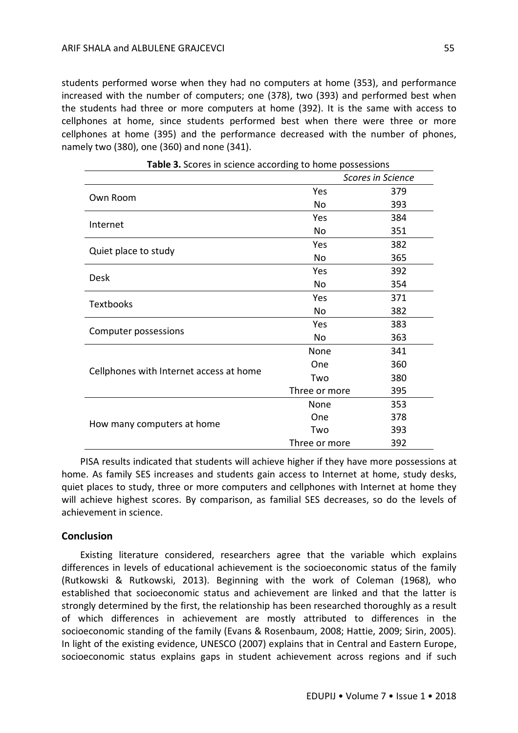students performed worse when they had no computers at home (353), and performance increased with the number of computers; one (378), two (393) and performed best when the students had three or more computers at home (392). It is the same with access to cellphones at home, since students performed best when there were three or more cellphones at home (395) and the performance decreased with the number of phones, namely two (380), one (360) and none (341).

**Table 3.** Scores in science according to home possessions

| | | *Scores in Science* |
|---|---|---|
| Own Room | Yes | 379 |
| | No | 393 |
| Internet | Yes | 384 |
| | No | 351 |
| Quiet place to study | Yes | 382 |
| | No | 365 |
| Desk | Yes | 392 |
| | No | 354 |
| Textbooks | Yes | 371 |
| | No | 382 |
| Computer possessions | Yes | 383 |
| | No | 363 |
| Cellphones with Internet access at home | None | 341 |
| | One | 360 |
| | Two | 380 |
| | Three or more | 395 |
| How many computers at home | None | 353 |
| | One | 378 |
| | Two | 393 |
| | Three or more | 392 |

PISA results indicated that students will achieve higher if they have more possessions at home. As family SES increases and students gain access to Internet at home, study desks, quiet places to study, three or more computers and cellphones with Internet at home they will achieve highest scores. By comparison, as familial SES decreases, so do the levels of achievement in science.

## Conclusion

Existing literature considered, researchers agree that the variable which explains differences in levels of educational achievement is the socioeconomic status of the family (Rutkowski & Rutkowski, 2013). Beginning with the work of Coleman (1968), who established that socioeconomic status and achievement are linked and that the latter is strongly determined by the first, the relationship has been researched thoroughly as a result of which differences in achievement are mostly attributed to differences in the socioeconomic standing of the family (Evans & Rosenbaum, 2008; Hattie, 2009; Sirin, 2005). In light of the existing evidence, UNESCO (2007) explains that in Central and Eastern Europe, socioeconomic status explains gaps in student achievement across regions and if such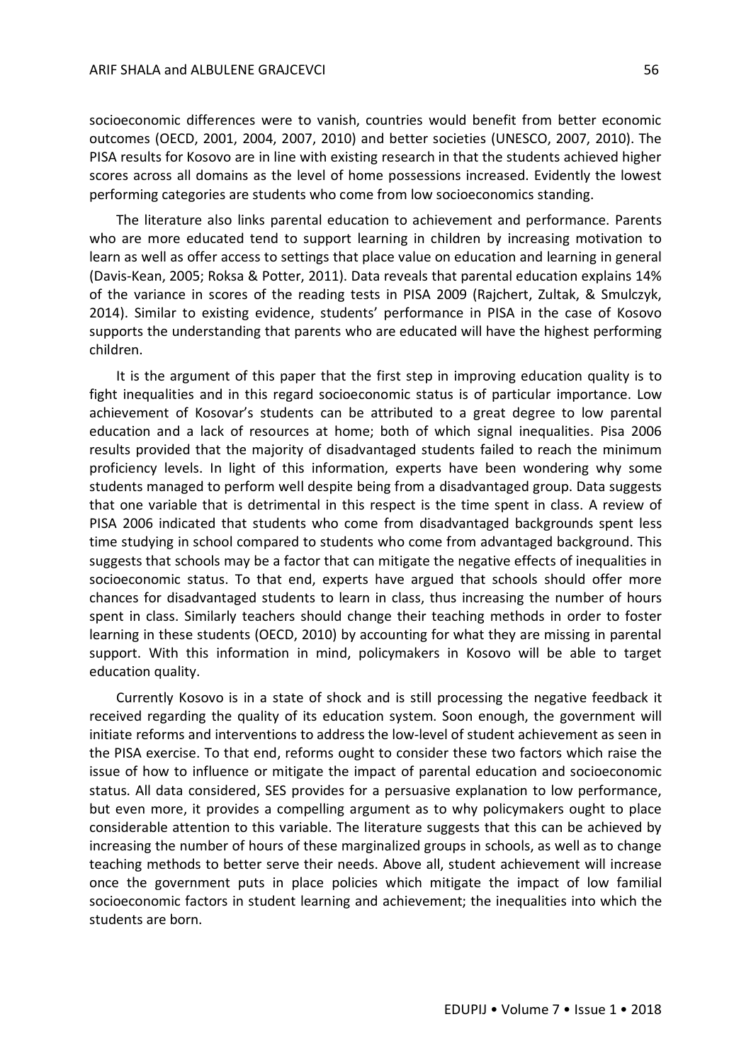socioeconomic differences were to vanish, countries would benefit from better economic outcomes (OECD, 2001, 2004, 2007, 2010) and better societies (UNESCO, 2007, 2010). The PISA results for Kosovo are in line with existing research in that the students achieved higher scores across all domains as the level of home possessions increased. Evidently the lowest performing categories are students who come from low socioeconomics standing.

The literature also links parental education to achievement and performance. Parents who are more educated tend to support learning in children by increasing motivation to learn as well as offer access to settings that place value on education and learning in general (Davis-Kean, 2005; Roksa & Potter, 2011). Data reveals that parental education explains 14% of the variance in scores of the reading tests in PISA 2009 (Rajchert, Zultak, & Smulczyk, 2014). Similar to existing evidence, students' performance in PISA in the case of Kosovo supports the understanding that parents who are educated will have the highest performing children.

It is the argument of this paper that the first step in improving education quality is to fight inequalities and in this regard socioeconomic status is of particular importance. Low achievement of Kosovar's students can be attributed to a great degree to low parental education and a lack of resources at home; both of which signal inequalities. Pisa 2006 results provided that the majority of disadvantaged students failed to reach the minimum proficiency levels. In light of this information, experts have been wondering why some students managed to perform well despite being from a disadvantaged group. Data suggests that one variable that is detrimental in this respect is the time spent in class. A review of PISA 2006 indicated that students who come from disadvantaged backgrounds spent less time studying in school compared to students who come from advantaged background. This suggests that schools may be a factor that can mitigate the negative effects of inequalities in socioeconomic status. To that end, experts have argued that schools should offer more chances for disadvantaged students to learn in class, thus increasing the number of hours spent in class. Similarly teachers should change their teaching methods in order to foster learning in these students (OECD, 2010) by accounting for what they are missing in parental support. With this information in mind, policymakers in Kosovo will be able to target education quality.

Currently Kosovo is in a state of shock and is still processing the negative feedback it received regarding the quality of its education system. Soon enough, the government will initiate reforms and interventions to address the low-level of student achievement as seen in the PISA exercise. To that end, reforms ought to consider these two factors which raise the issue of how to influence or mitigate the impact of parental education and socioeconomic status. All data considered, SES provides for a persuasive explanation to low performance, but even more, it provides a compelling argument as to why policymakers ought to place considerable attention to this variable. The literature suggests that this can be achieved by increasing the number of hours of these marginalized groups in schools, as well as to change teaching methods to better serve their needs. Above all, student achievement will increase once the government puts in place policies which mitigate the impact of low familial socioeconomic factors in student learning and achievement; the inequalities into which the students are born.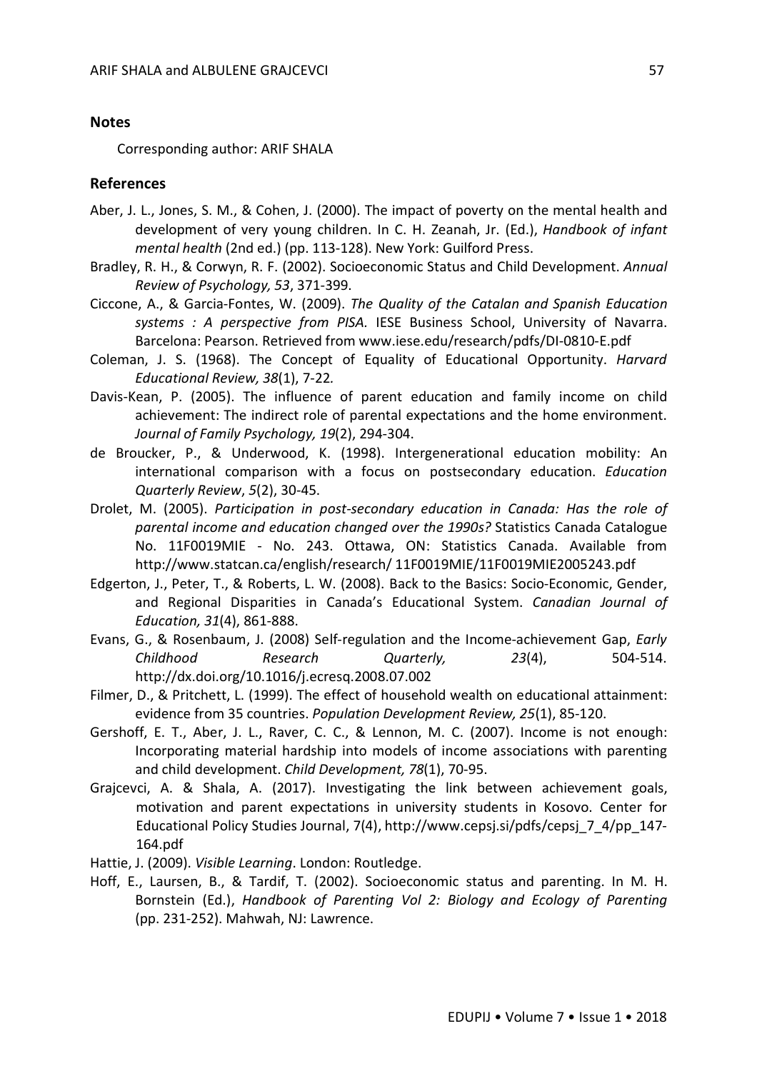## Notes

Corresponding author: ARIF SHALA

## References

Aber, J. L., Jones, S. M., & Cohen, J. (2000). The impact of poverty on the mental health and development of very young children. In C. H. Zeanah, Jr. (Ed.), *Handbook of infant mental health* (2nd ed.) (pp. 113-128). New York: Guilford Press.

Bradley, R. H., & Corwyn, R. F. (2002). Socioeconomic Status and Child Development. *Annual Review of Psychology, 53*, 371-399.

Ciccone, A., & Garcia-Fontes, W. (2009). *The Quality of the Catalan and Spanish Education systems : A perspective from PISA.* IESE Business School, University of Navarra. Barcelona: Pearson. Retrieved from www.iese.edu/research/pdfs/DI-0810-E.pdf

Coleman, J. S. (1968). The Concept of Equality of Educational Opportunity. *Harvard Educational Review, 38*(1), 7-22.

Davis-Kean, P. (2005). The influence of parent education and family income on child achievement: The indirect role of parental expectations and the home environment. *Journal of Family Psychology, 19*(2), 294-304.

de Broucker, P., & Underwood, K. (1998). Intergenerational education mobility: An international comparison with a focus on postsecondary education. *Education Quarterly Review*, *5*(2), 30-45.

Drolet, M. (2005). *Participation in post-secondary education in Canada: Has the role of parental income and education changed over the 1990s?* Statistics Canada Catalogue No. 11F0019MIE - No. 243. Ottawa, ON: Statistics Canada. Available from http://www.statcan.ca/english/research/ 11F0019MIE/11F0019MIE2005243.pdf

Edgerton, J., Peter, T., & Roberts, L. W. (2008). Back to the Basics: Socio-Economic, Gender, and Regional Disparities in Canada's Educational System. *Canadian Journal of Education, 31*(4), 861-888.

Evans, G., & Rosenbaum, J. (2008) Self-regulation and the Income-achievement Gap, *Early Childhood Research Quarterly, 23*(4), 504-514. http://dx.doi.org/10.1016/j.ecresq.2008.07.002

Filmer, D., & Pritchett, L. (1999). The effect of household wealth on educational attainment: evidence from 35 countries. *Population Development Review, 25*(1), 85-120.

Gershoff, E. T., Aber, J. L., Raver, C. C., & Lennon, M. C. (2007). Income is not enough: Incorporating material hardship into models of income associations with parenting and child development. *Child Development, 78*(1), 70-95.

Grajcevci, A. & Shala, A. (2017). Investigating the link between achievement goals, motivation and parent expectations in university students in Kosovo. Center for Educational Policy Studies Journal, 7(4), http://www.cepsj.si/pdfs/cepsj_7_4/pp_147-164.pdf

Hattie, J. (2009). *Visible Learning*. London: Routledge.

Hoff, E., Laursen, B., & Tardif, T. (2002). Socioeconomic status and parenting. In M. H. Bornstein (Ed.), *Handbook of Parenting Vol 2: Biology and Ecology of Parenting* (pp. 231-252). Mahwah, NJ: Lawrence.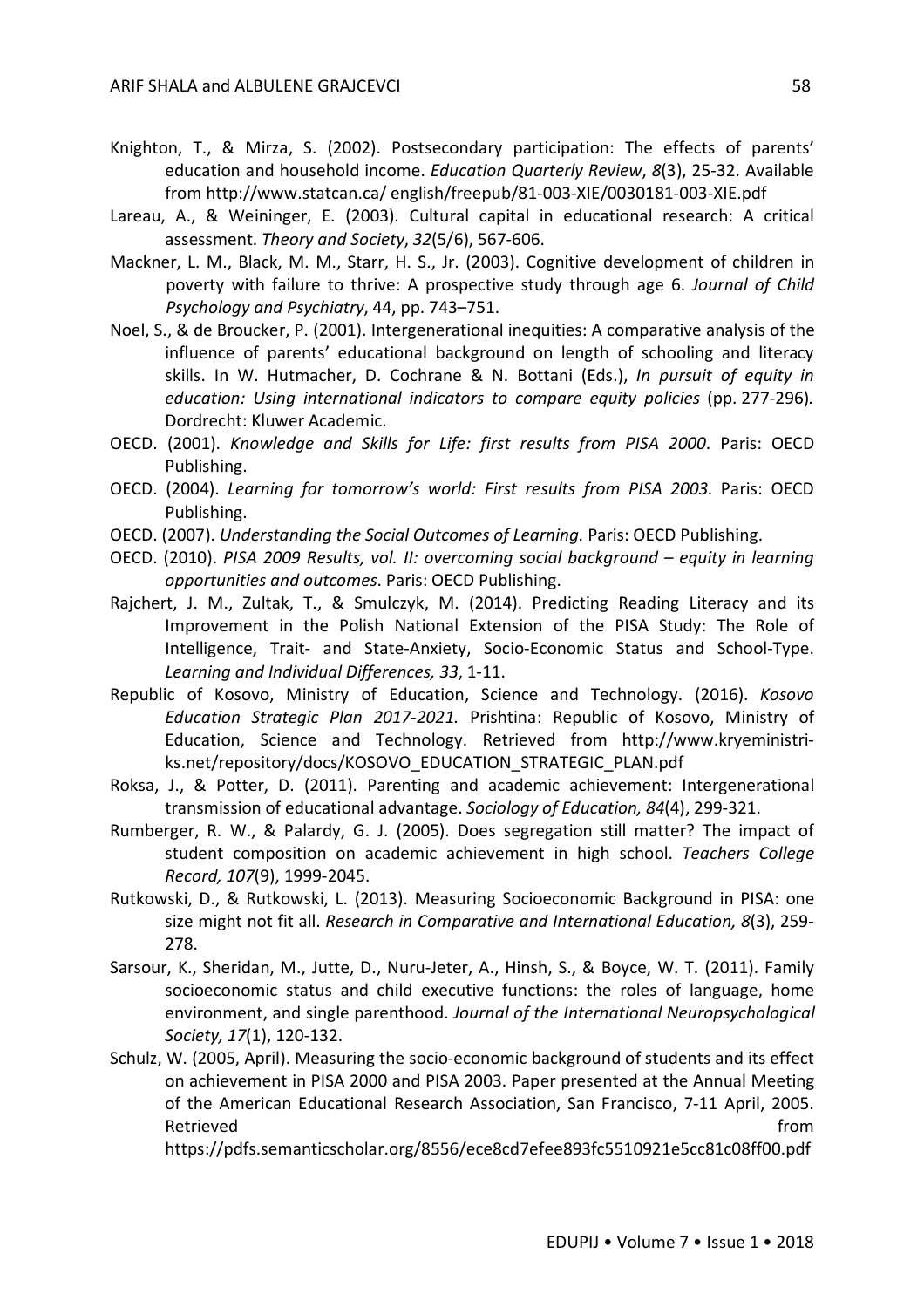Knighton, T., & Mirza, S. (2002). Postsecondary participation: The effects of parents' education and household income. *Education Quarterly Review*, *8*(3), 25-32. Available from http://www.statcan.ca/ english/freepub/81-003-XIE/0030181-003-XIE.pdf

Lareau, A., & Weininger, E. (2003). Cultural capital in educational research: A critical assessment. *Theory and Society*, *32*(5/6), 567-606.

Mackner, L. M., Black, M. M., Starr, H. S., Jr. (2003). Cognitive development of children in poverty with failure to thrive: A prospective study through age 6. *Journal of Child Psychology and Psychiatry*, 44, pp. 743–751.

Noel, S., & de Broucker, P. (2001). Intergenerational inequities: A comparative analysis of the influence of parents' educational background on length of schooling and literacy skills. In W. Hutmacher, D. Cochrane & N. Bottani (Eds.), *In pursuit of equity in education: Using international indicators to compare equity policies* (pp. 277-296)*.* Dordrecht: Kluwer Academic.

OECD. (2001). *Knowledge and Skills for Life: first results from PISA 2000*. Paris: OECD Publishing.

OECD. (2004). *Learning for tomorrow's world: First results from PISA 2003*. Paris: OECD Publishing.

OECD. (2007). *Understanding the Social Outcomes of Learning.* Paris: OECD Publishing.

OECD. (2010). *PISA 2009 Results, vol. II: overcoming social background – equity in learning opportunities and outcomes*. Paris: OECD Publishing.

Rajchert, J. M., Zultak, T., & Smulczyk, M. (2014). Predicting Reading Literacy and its Improvement in the Polish National Extension of the PISA Study: The Role of Intelligence, Trait- and State-Anxiety, Socio-Economic Status and School-Type. *Learning and Individual Differences, 33*, 1-11.

Republic of Kosovo, Ministry of Education, Science and Technology. (2016). *Kosovo Education Strategic Plan 2017-2021.* Prishtina: Republic of Kosovo, Ministry of Education, Science and Technology. Retrieved from http://www.kryeministri-ks.net/repository/docs/KOSOVO_EDUCATION_STRATEGIC_PLAN.pdf

Roksa, J., & Potter, D. (2011). Parenting and academic achievement: Intergenerational transmission of educational advantage. *Sociology of Education, 84*(4), 299-321.

Rumberger, R. W., & Palardy, G. J. (2005). Does segregation still matter? The impact of student composition on academic achievement in high school. *Teachers College Record, 107*(9), 1999-2045.

Rutkowski, D., & Rutkowski, L. (2013). Measuring Socioeconomic Background in PISA: one size might not fit all. *Research in Comparative and International Education, 8*(3), 259-278.

Sarsour, K., Sheridan, M., Jutte, D., Nuru-Jeter, A., Hinsh, S., & Boyce, W. T. (2011). Family socioeconomic status and child executive functions: the roles of language, home environment, and single parenthood. *Journal of the International Neuropsychological Society, 17*(1), 120-132.

Schulz, W. (2005, April). Measuring the socio-economic background of students and its effect on achievement in PISA 2000 and PISA 2003. Paper presented at the Annual Meeting of the American Educational Research Association, San Francisco, 7-11 April, 2005. Retrieved from https://pdfs.semanticscholar.org/8556/ece8cd7efee893fc5510921e5cc81c08ff00.pdf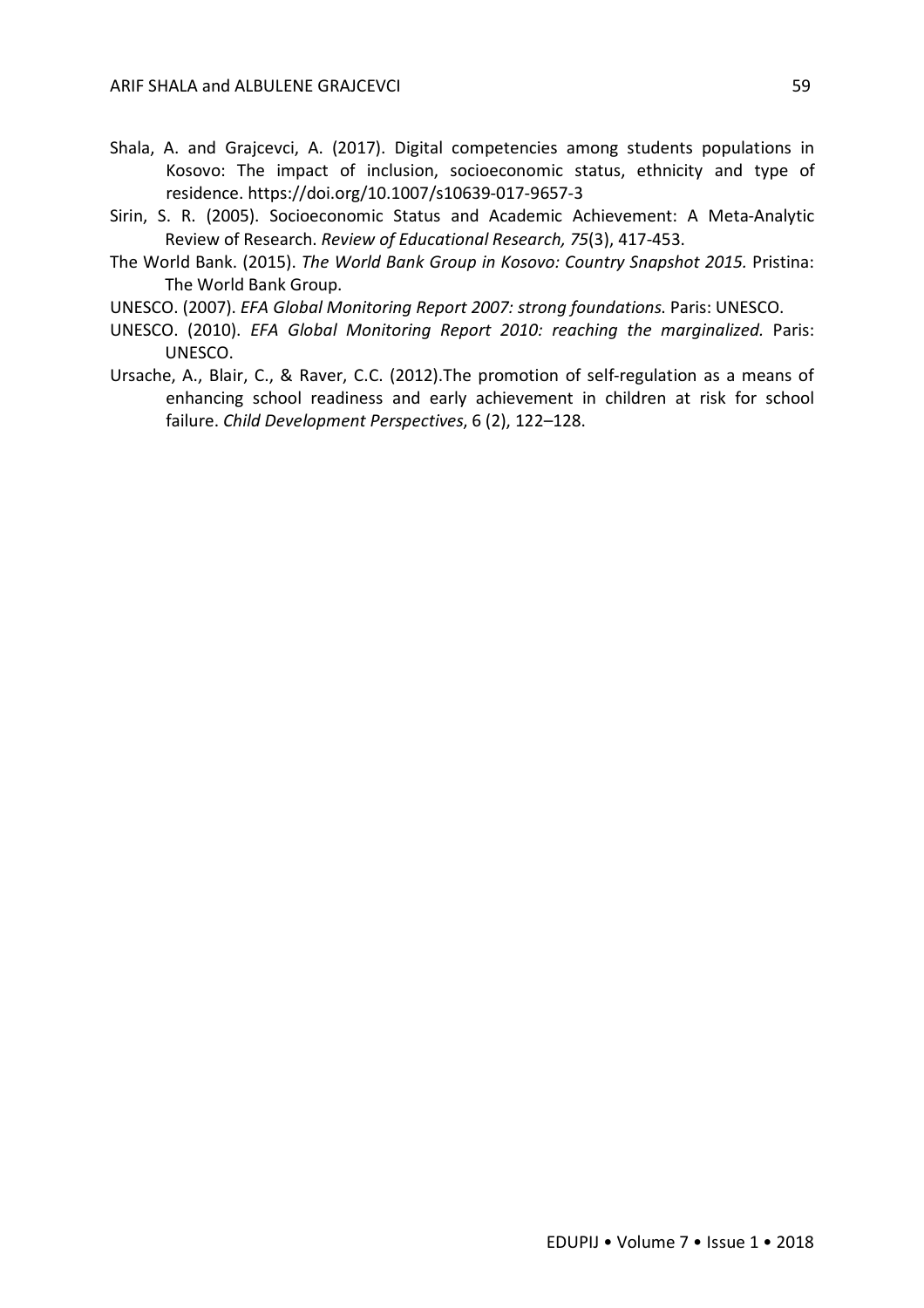Shala, A. and Grajcevci, A. (2017). Digital competencies among students populations in Kosovo: The impact of inclusion, socioeconomic status, ethnicity and type of residence. https://doi.org/10.1007/s10639-017-9657-3

Sirin, S. R. (2005). Socioeconomic Status and Academic Achievement: A Meta-Analytic Review of Research. *Review of Educational Research, 75*(3), 417-453.

The World Bank. (2015). *The World Bank Group in Kosovo: Country Snapshot 2015.* Pristina: The World Bank Group.

UNESCO. (2007). *EFA Global Monitoring Report 2007: strong foundations*. Paris: UNESCO.

UNESCO. (2010). *EFA Global Monitoring Report 2010: reaching the marginalized.* Paris: UNESCO.

Ursache, A., Blair, C., & Raver, C.C. (2012).The promotion of self-regulation as a means of enhancing school readiness and early achievement in children at risk for school failure. *Child Development Perspectives*, 6 (2), 122–128.